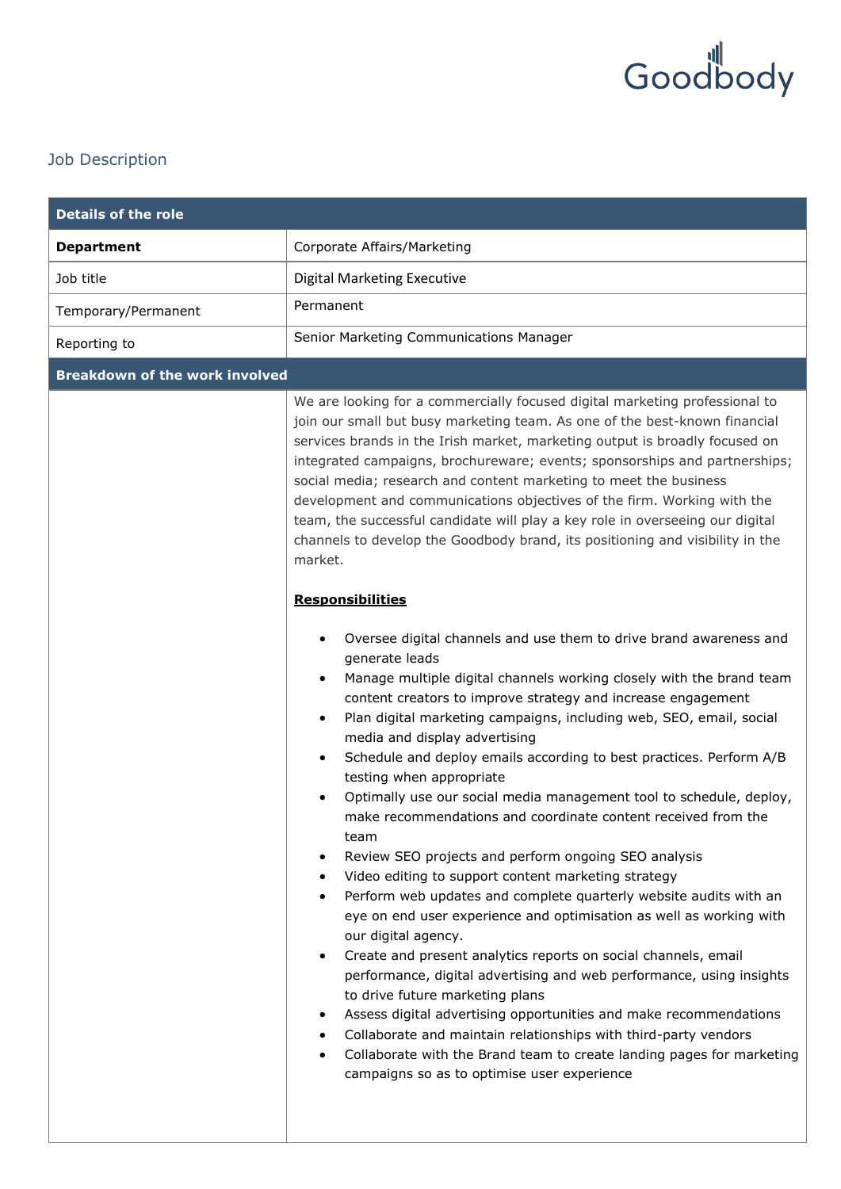Goodbody

## Job Description

| Details of the role | |
|---|---|
| **Department** | Corporate Affairs/Marketing |
| Job title | Digital Marketing Executive |
| Temporary/Permanent | Permanent |
| Reporting to | Senior Marketing Communications Manager |

**Breakdown of the work involved**

We are looking for a commercially focused digital marketing professional to join our small but busy marketing team. As one of the best-known financial services brands in the Irish market, marketing output is broadly focused on integrated campaigns, brochureware; events; sponsorships and partnerships; social media; research and content marketing to meet the business development and communications objectives of the firm. Working with the team, the successful candidate will play a key role in overseeing our digital channels to develop the Goodbody brand, its positioning and visibility in the market.

**Responsibilities**

- Oversee digital channels and use them to drive brand awareness and generate leads
- Manage multiple digital channels working closely with the brand team content creators to improve strategy and increase engagement
- Plan digital marketing campaigns, including web, SEO, email, social media and display advertising
- Schedule and deploy emails according to best practices. Perform A/B testing when appropriate
- Optimally use our social media management tool to schedule, deploy, make recommendations and coordinate content received from the team
- Review SEO projects and perform ongoing SEO analysis
- Video editing to support content marketing strategy
- Perform web updates and complete quarterly website audits with an eye on end user experience and optimisation as well as working with our digital agency.
- Create and present analytics reports on social channels, email performance, digital advertising and web performance, using insights to drive future marketing plans
- Assess digital advertising opportunities and make recommendations
- Collaborate and maintain relationships with third-party vendors
- Collaborate with the Brand team to create landing pages for marketing campaigns so as to optimise user experience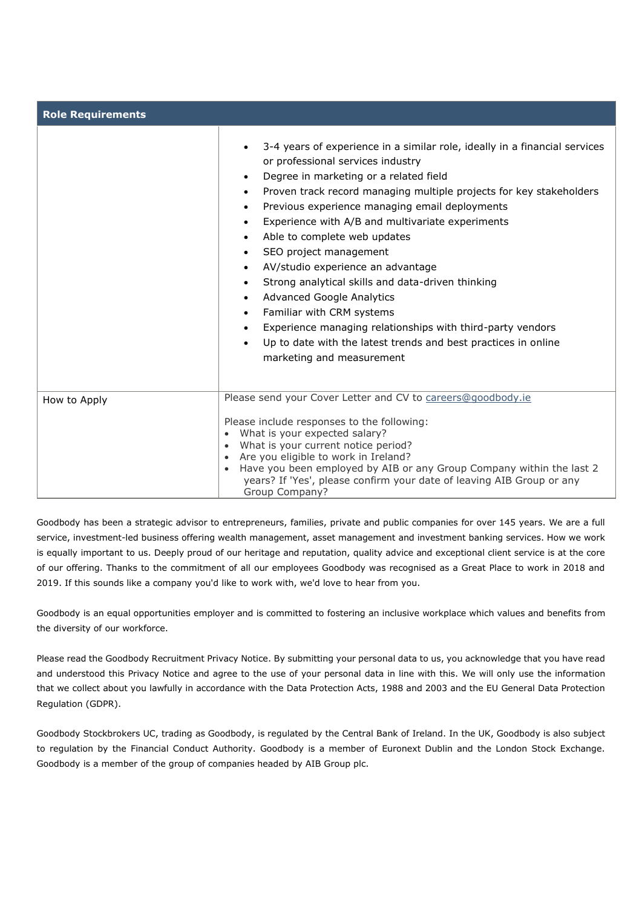| Role Requirements | |
|---|---|
| | • 3-4 years of experience in a similar role, ideally in a financial services or professional services industry<br>• Degree in marketing or a related field<br>• Proven track record managing multiple projects for key stakeholders<br>• Previous experience managing email deployments<br>• Experience with A/B and multivariate experiments<br>• Able to complete web updates<br>• SEO project management<br>• AV/studio experience an advantage<br>• Strong analytical skills and data-driven thinking<br>• Advanced Google Analytics<br>• Familiar with CRM systems<br>• Experience managing relationships with third-party vendors<br>• Up to date with the latest trends and best practices in online marketing and measurement |
| How to Apply | Please send your Cover Letter and CV to careers@goodbody.ie<br><br>Please include responses to the following:<br>• What is your expected salary?<br>• What is your current notice period?<br>• Are you eligible to work in Ireland?<br>• Have you been employed by AIB or any Group Company within the last 2 years? If 'Yes', please confirm your date of leaving AIB Group or any Group Company? |

Goodbody has been a strategic advisor to entrepreneurs, families, private and public companies for over 145 years. We are a full service, investment-led business offering wealth management, asset management and investment banking services. How we work is equally important to us. Deeply proud of our heritage and reputation, quality advice and exceptional client service is at the core of our offering. Thanks to the commitment of all our employees Goodbody was recognised as a Great Place to work in 2018 and 2019. If this sounds like a company you'd like to work with, we'd love to hear from you.

Goodbody is an equal opportunities employer and is committed to fostering an inclusive workplace which values and benefits from the diversity of our workforce.

Please read the Goodbody Recruitment Privacy Notice. By submitting your personal data to us, you acknowledge that you have read and understood this Privacy Notice and agree to the use of your personal data in line with this. We will only use the information that we collect about you lawfully in accordance with the Data Protection Acts, 1988 and 2003 and the EU General Data Protection Regulation (GDPR).

Goodbody Stockbrokers UC, trading as Goodbody, is regulated by the Central Bank of Ireland. In the UK, Goodbody is also subject to regulation by the Financial Conduct Authority. Goodbody is a member of Euronext Dublin and the London Stock Exchange. Goodbody is a member of the group of companies headed by AIB Group plc.